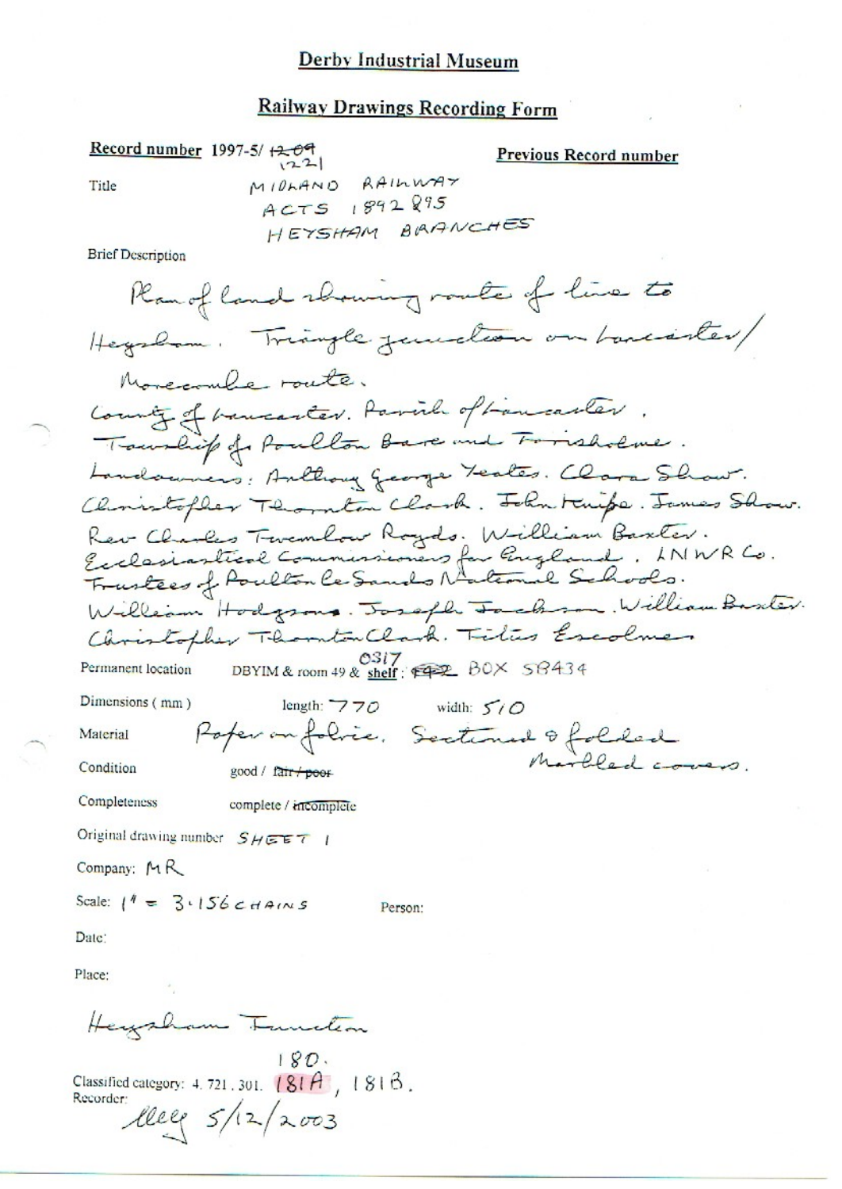# Derby Industrial Museum

## Railway Drawings Recording Form

**Record number** 1997-5/ ~~1209~~ 1221

**Previous Record number**

Title: MIDLAND RAILWAY ACTS 1892 & 95 HEYSHAM BRANCHES

Brief Description

Plan of land showing route of line to Heysham. Triangle junction on Lancaster/ Morecambe route.
County of Lancaster. Parish of Lancaster.
Township of Poulton Bare and Torrisholme.
Landowners: Anthony George Yeates. Clara Shaw. Christopher Thornton Clark. John Knipe. James Shaw. Rev Charles Twemlow Royds. William Baxter. Ecclesiastical Commissioners for England. LNWR Co. Trustees of Poulton le Sands National Schools. William Hodgsons. Joseph Jackson. William Baxter. Christopher Thornton Clark. Titus Escolme

Permanent location: DBYIM & room 49 & shelf: ~~F42~~ 0317 BOX 58434

Dimensions (mm): length: 770 width: 510

Material: Paper on fabric. Sectioned & folded Marbled covers.

Condition: good / ~~fair / poor~~

Completeness: complete / ~~incomplete~~

Original drawing number: SHEET 1

Company: MR

Scale: 1" = 3.156 CHAINS

Person:

Date:

Place:

Heysham Junction

Classified category: 4. 721. 301. 180. 181A, 181B.

Recorder: Mey 5/12/2003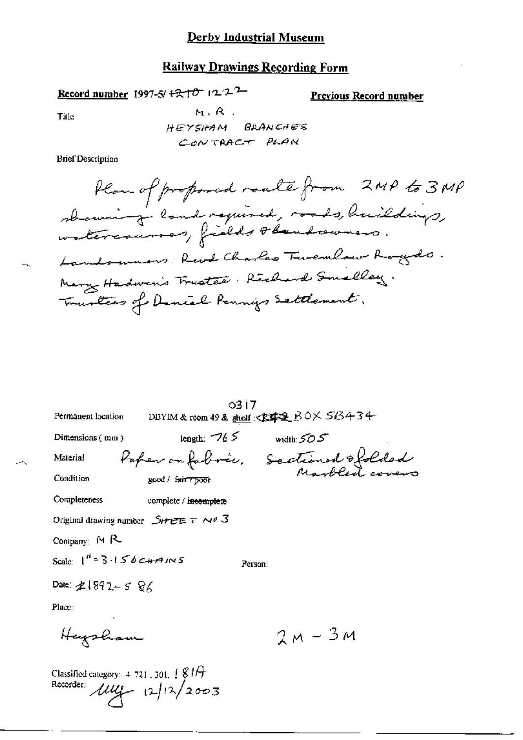# Derby Industrial Museum

## Railway Drawings Recording Form

**Record number** 1997-5/ ~~1210~~ 1222

**Previous Record number**

Title

M. R.
HEYSHAM BRANCHES
CONTRACT PLAN

Brief Description

Plan of proposed route from 2MP to 3MP showing land required, roads, buildings, watercourses, fields & landowners.
Landowners: Revd Charles Twemlow Royds.
Mary Hadwen's Trustee. Richard Smalley.
Trustees of Daniel Penny's Settlement.

Permanent location: DBYIM & room 49 & shelf: ~~1142~~ 0317 BOX SB434

Dimensions (mm): length: 765 width: 505

Material: Paper on fabric, Sectioned & folded. Marbled covers

Condition: good / ~~fair / poor~~

Completeness: complete / ~~incomplete~~

Original drawing number: SHEET NO 3

Company: M R

Scale: 1" = 3.156 CHAINS

Person:

Date: ~~1892~~-5 86

Place:

Heysham

2M – 3M

Classified category: 4.721.301, 181A

Recorder: ~~illegible~~ 12/12/2003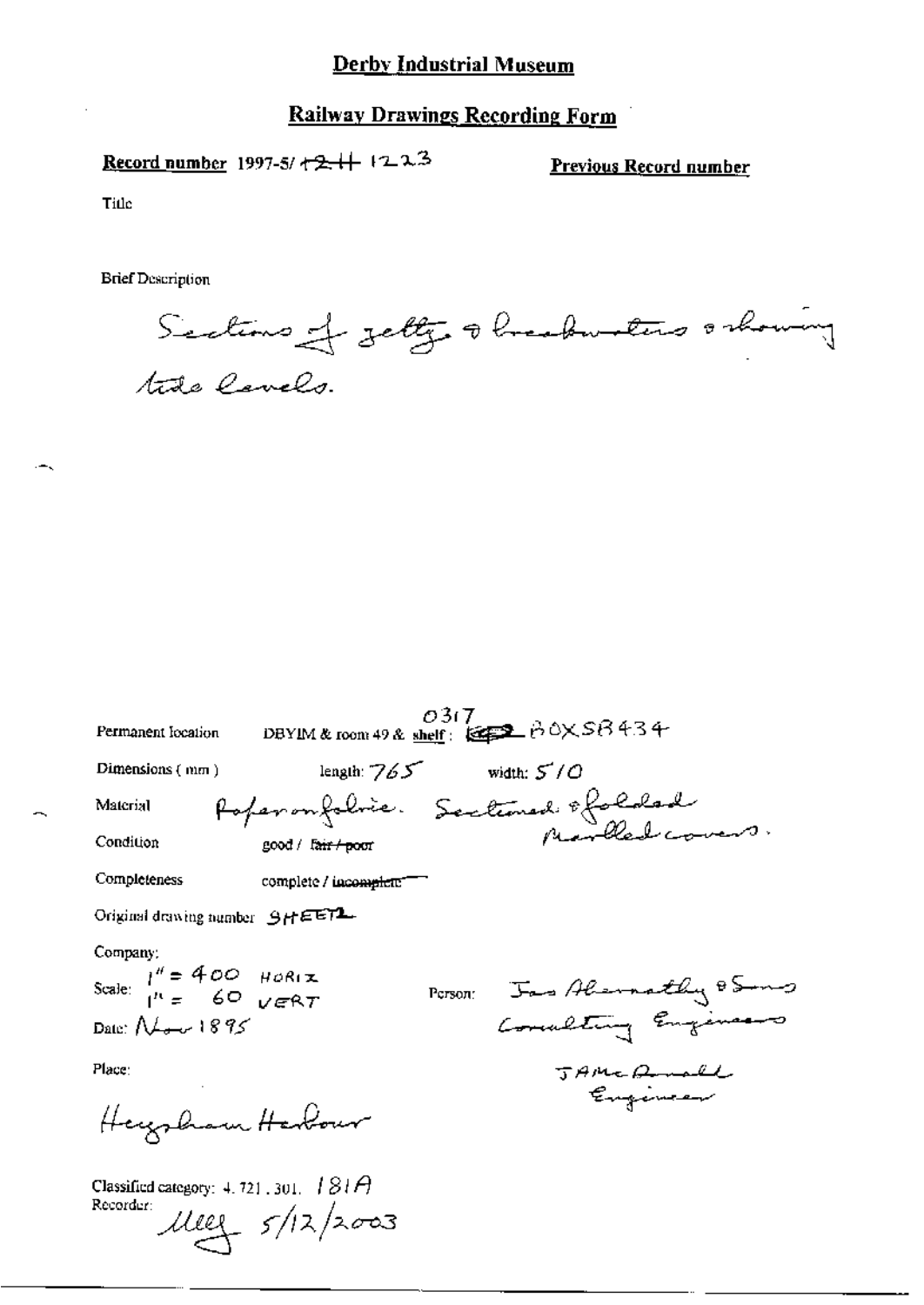# Derby Industrial Museum

## Railway Drawings Recording Form

**Record number** 1997-5/ ~~+2+~~ 1223

**Previous Record number**

Title

Brief Description

Sections of jetty & breakwaters & showing tide levels.

Permanent location DBYIM & room 49 & shelf: 0317 ~~[illegible]~~ BOXSB434

Dimensions (mm) length: 765 width: 510

Material Paper on fabric. Sectioned & folded marbled covers.

Condition good / ~~fair / poor~~

Completeness complete / ~~incomplete~~

Original drawing number SHEET 2

Company:

Scale: 1" = 400 HORIZ
1" = 60 VERT

Date: Nov 1895

Person: Jas Abernathy & Sons Consulting Engineers

J A McDonald Engineer

Place:

Heysham Harbour

Classified category: 4.721.301. 181A

Recorder: [signature] 5/12/2003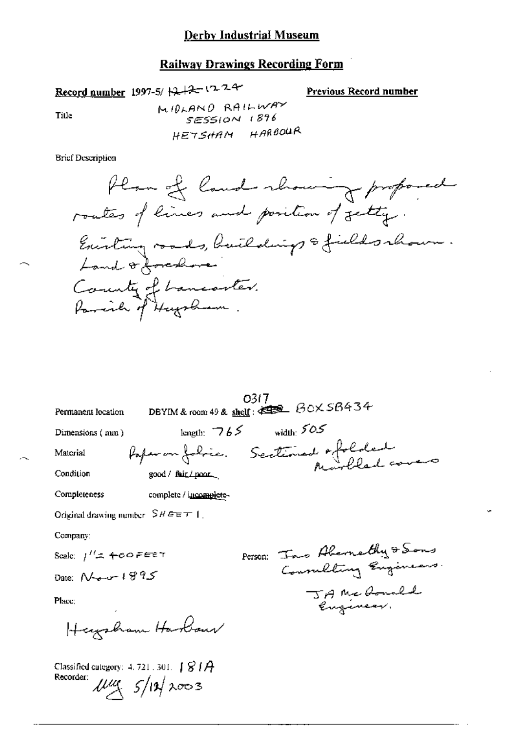# Derby Industrial Museum

## Railway Drawings Recording Form

**Record number** 1997-5/ ~~1212~~ 1224

**Previous Record number**

Title

MIDLAND RAILWAY
SESSION 1896
HEYSHAM HARBOUR

Brief Description

Plan of land showing proposed routes of lines and position of jetty.
Existing roads, buildings & fields shown.
Land & foreshore
County of Lancaster.
Parish of Heysham.

Permanent location DBYIM & room 49 & shelf: ~~0317~~ BOX SB434

Dimensions (mm) length: 765 width: 505

Material Paper on fabric. Sectioned & folded Marbled covers

Condition good / ~~fair / poor~~

Completeness complete / ~~incomplete~~

Original drawing number SHEET 1.

Company:

Scale: 1" = 400 FEET

Person: Jas Abernethy & Sons Consulting Engineers.
J A McDonald Engineer.

Date: Nov 1895

Place:

Heysham Harbour

Classified category: 4.721.301. 181A

Recorder: MG 5/12/2003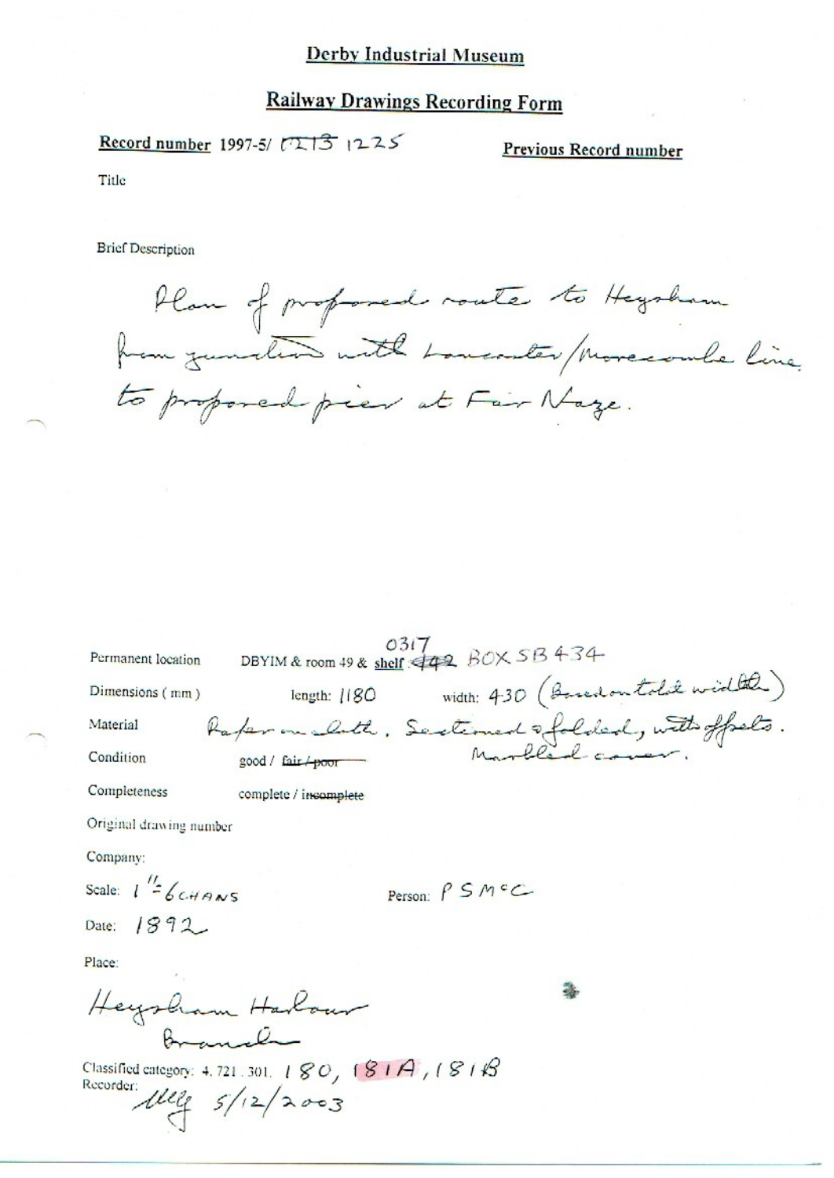# Derby Industrial Museum

## Railway Drawings Recording Form

**Record number** 1997-5/ ~~1213~~ 1225 **Previous Record number**

Title

Brief Description

Plan of proposed route to Heysham from junction with Lancaster/Morecambe line to proposed pier at Fair Naze.

Permanent location DBYIM & room 49 & **shelf** : ~~442~~ 0317 BOX SB 434

Dimensions ( mm ) length: 1180 width: 430 (Based on total width)

Material Paper on cloth. Sectioned & folded, with offsets. Marbled cover.

Condition good / ~~fair / poor~~

Completeness complete / ~~incomplete~~

Original drawing number

Company:

Scale: 1" = 6 CHAINS Person: P S McC

Date: 1892

Place:

Heysham Harbour Branch

Classified category: 4. 721. 301. 180, 181A, 181B

Recorder: ULLG 5/12/2003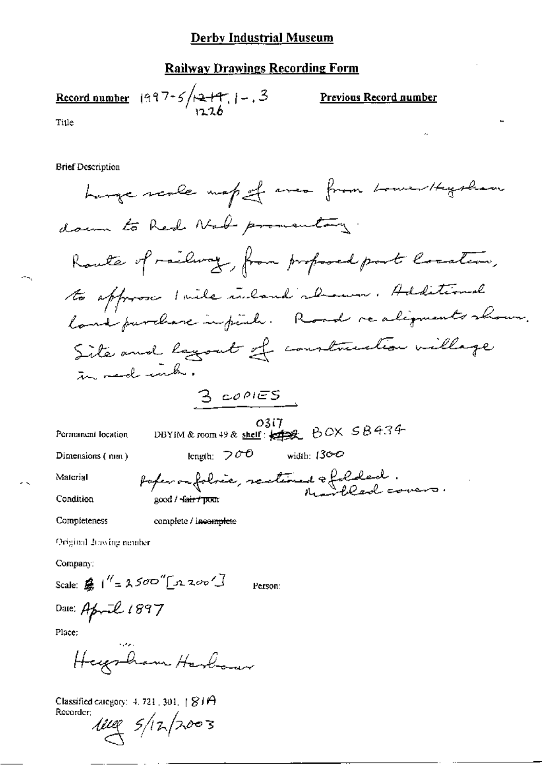# Derby Industrial Museum

## Railway Drawings Recording Form

**Record number** 1997-5/~~1219~~ 1226.1-.3 **Previous Record number**

Title

Brief Description

Large scale map of area from Lower Heysham down to Red Nab promontory.
Route of railway, from proposed port location, to approx 1 mile inland shown. Additional land purchase in pink. Road re alignments shown. Site and layout of construction village in red ink.

3 COPIES

Permanent location DBYIM & room 49 & shelf: ~~~~ 0317 BOX SB434

Dimensions (mm) length: 700 width: 1300

Material Paper on fabric, sectioned & folded. Marbled covers.

Condition good / ~~fair / poor~~

Completeness complete / ~~incomplete~~

Original drawing number

Company:

Scale: 1" = 2500" [≈200']  Person:

Date: April 1897

Place:

Heysham Harbour

Classified category: 4.721.301. 181A

Recorder: 5/12/2003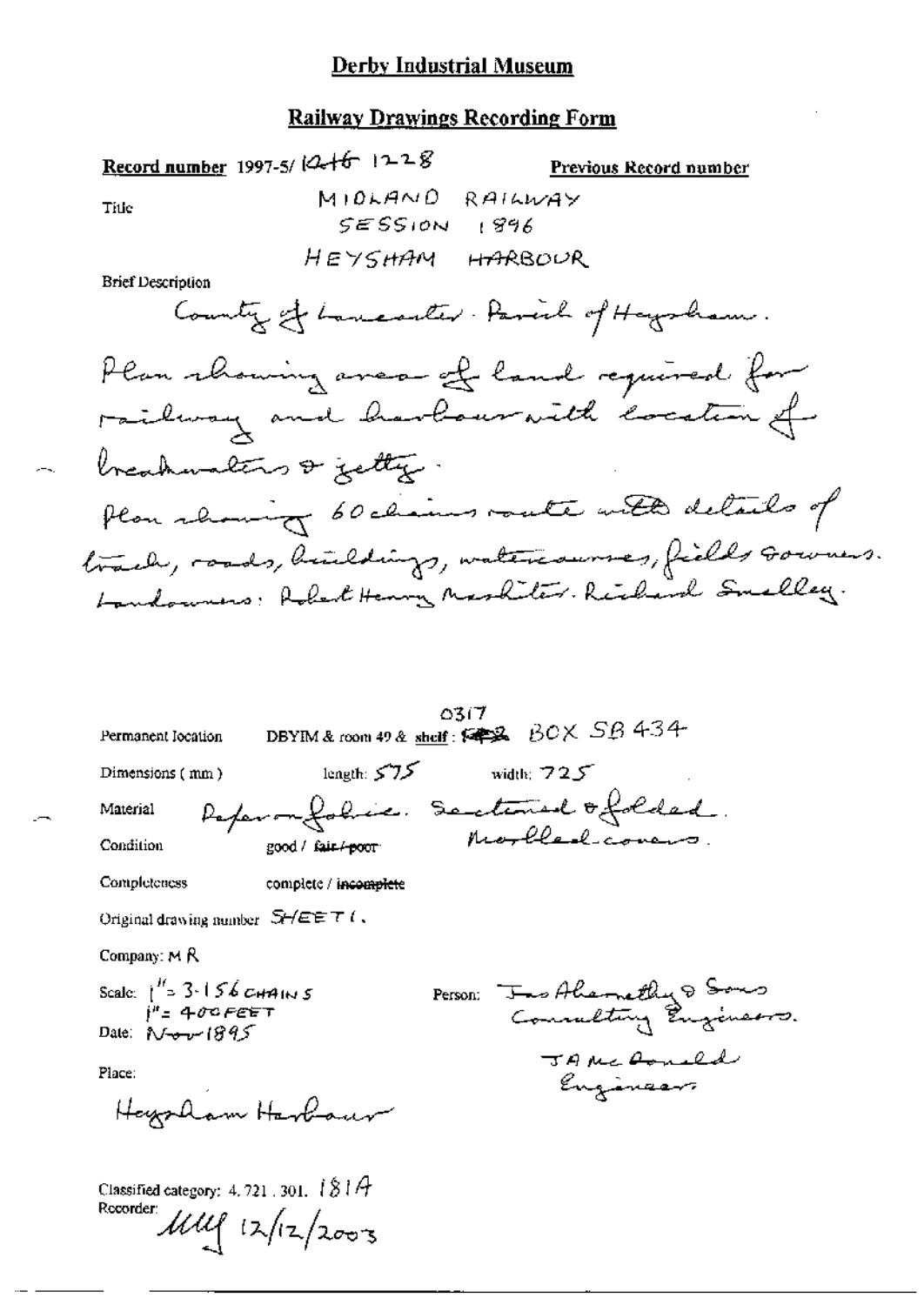# Derby Industrial Museum

## Railway Drawings Recording Form

**Record number** 1997-5/ ~~1246~~ 1228 **Previous Record number**

Title

MIDLAND RAILWAY
SESSION 1896
HEYSHAM HARBOUR

Brief Description

County of Lancaster. Parish of Heysham.
Plan showing area of land required for railway and harbour with location of breakwaters & jetty.
Plan showing 60 chains route with details of track, roads, buildings, watercourses, fields & owners.
Landowners: Robert Henry Neshiter. Richard Smalley.

Permanent location DBYIM & room 49 & shelf: ~~F82~~ 0317 BOX SB 434

Dimensions (mm) length: 575 width: 725

Material Paper on fabric. Sectioned & folded. Marbled covers.

Condition good / ~~fair / poor~~

Completeness complete / ~~incomplete~~

Original drawing number SHEET 1.

Company: M R

Scale: 1" = 3.156 CHAINS
1" = 400 FEET

Date: Nov 1895

Person: Jas Abernethy & Sons Consulting Engineers.
JA McDonald Engineer

Place:

Heysham Harbour

Classified category: 4.721.301. 181A

Recorder: MMf 12/12/2003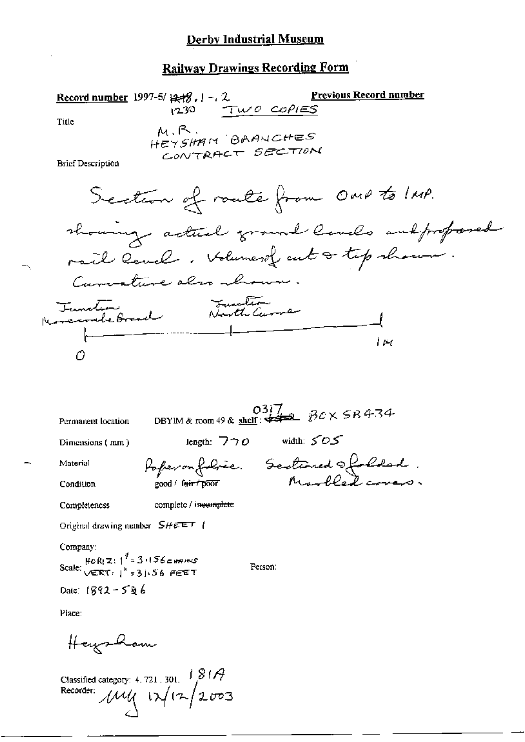# Derby Industrial Museum

## Railway Drawings Recording Form

**Record number** 1997-5/ ~~1218~~ 1230 . 1 - . 2 TWO COPIES

**Previous Record number**

Title

M.R.
HEYSHAM BRANCHES
CONTRACT SECTION

Brief Description

Section of route from 0MP to 1MP.
showing actual ground levels and proposed rail level. Volumes of cut & tip shown.
Curvature also shown.

Junction Morecambe Branch — Junction North Curve

0 — 1M

Permanent location: DBYIM & room 49 & shelf: ~~1142~~ 0317 BOX SB434

Dimensions (mm): length: 770 width: 505

Material: Paper on fabric. Sectioned & folded. Marbled covers.

Condition: good / ~~fair / poor~~

Completeness: complete / ~~incomplete~~

Original drawing number: SHEET 1

Company:

Scale: HORIZ: 1" = 3.156 CHAINS VERT: 1" = 31.56 FEET

Person:

Date: 1892 - 5 & 6

Place:

Heysham

Classified category: 4.721.301. 181A

Recorder: MM 12/12/2003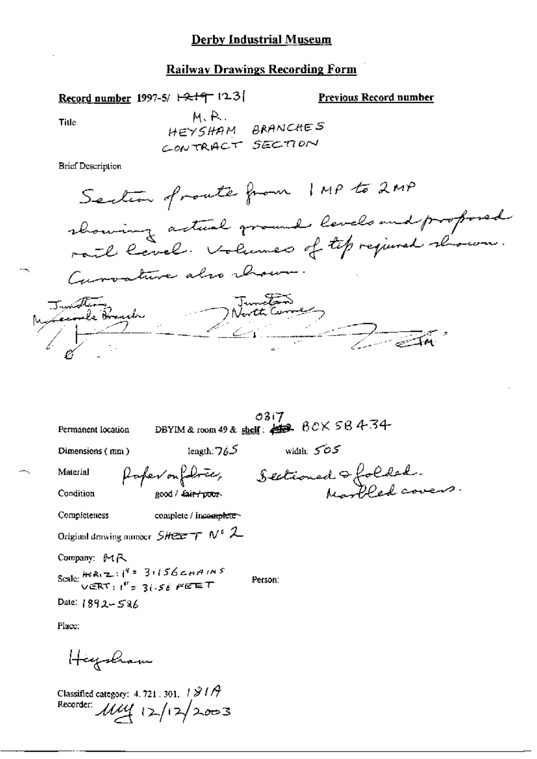# Derby Industrial Museum

## Railway Drawings Recording Form

**Record number** 1997-5/ ~~1219~~ 1231 **Previous Record number**

Title M.R.
HEYSHAM BRANCHES
CONTRACT SECTION

Brief Description

Section of route from 1 MP to 2 MP showing actual ground levels and proposed rail level. Volumes of tip required shown. Curvature also shown.

Junction Morecambe Branch — Junction North Curve — 1M

Permanent location DBYIM & room 49 & shelf: ~~482~~ 0317 BOX 58 4-34

Dimensions (mm) length: 765 width: 505

Material Paper on fabric, Sectioned & folded. Marbled covers.

Condition good / ~~fair / poor~~

Completeness complete / ~~incomplete~~

Original drawing number SHEET Nº 2

Company: MR

Scale: HORIZ: 1" = 3.156 CHAINS
VERT: 1" = 31.56 FEET

Person:

Date: 1892-586

Place:

Heysham

Classified category: 4. 721. 301. 181A

Recorder: MW 12/12/2003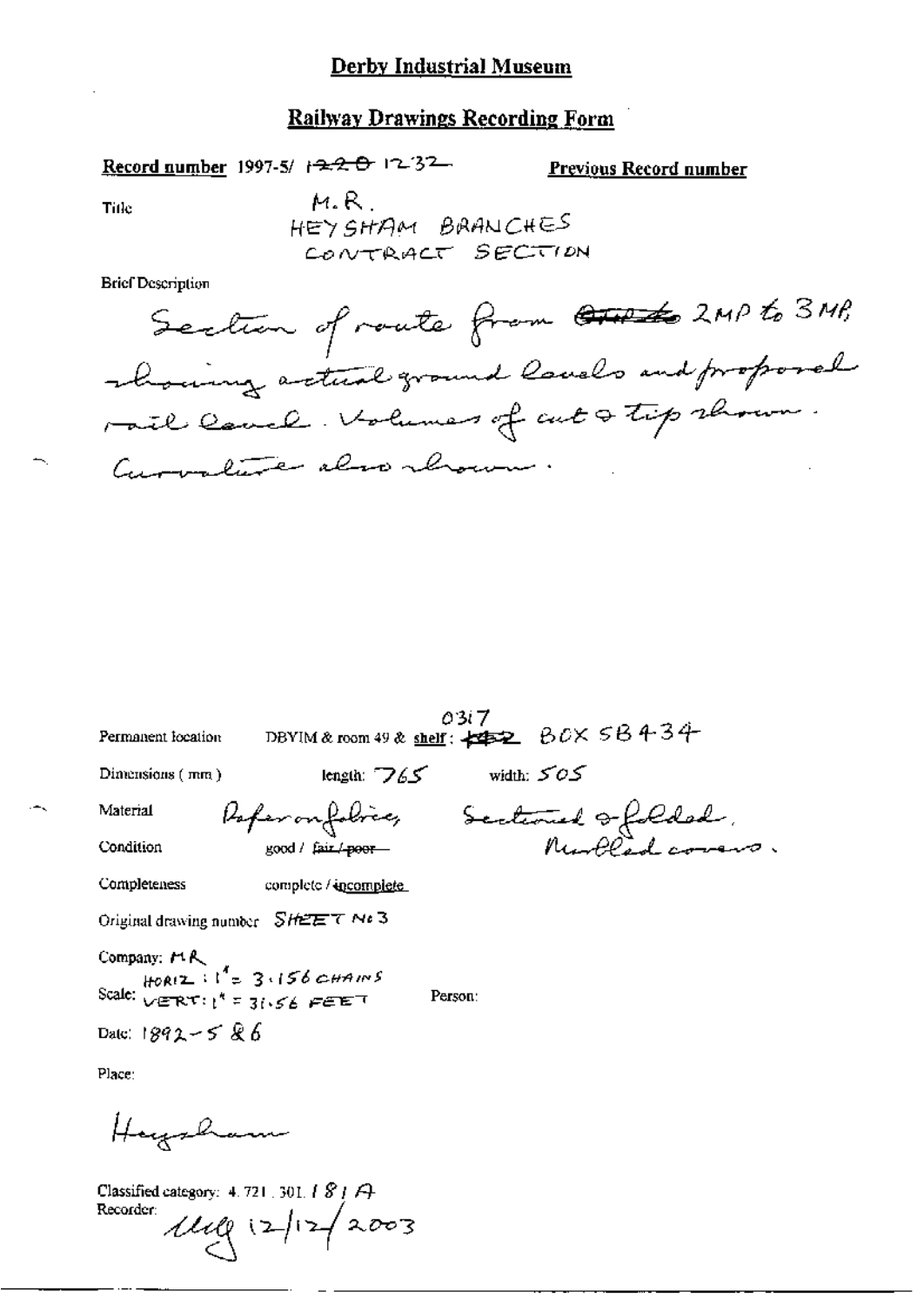# Derby Industrial Museum

## Railway Drawings Recording Form

**Record number** 1997-5/ ~~1220~~ 1232

**Previous Record number**

Title

M.R.
HEYSHAM BRANCHES
CONTRACT SECTION

Brief Description

Section of route from ~~~~ 2MP to 3MP, showing actual ground levels and proposed rail level. Volumes of cut & tip shown. Curvature also shown.

Permanent location: DBYIM & room 49 & shelf: ~~~~ 0317 BOX 5B434

Dimensions (mm): length: 765 width: 505

Material: Paper on fabric, Sectioned & folded, Marbled covers.

Condition: good / ~~fair / poor~~

Completeness: complete / incomplete

Original drawing number: SHEET No 3

Company: MR

Scale: HORIZ: 1" = 3.156 CHAINS
VERT: 1" = 31.56 FEET

Person:

Date: 1892-5 & 6

Place:

Heysham

Classified category: 4.721.301.181A

Recorder: ~~~~ 12/12/2003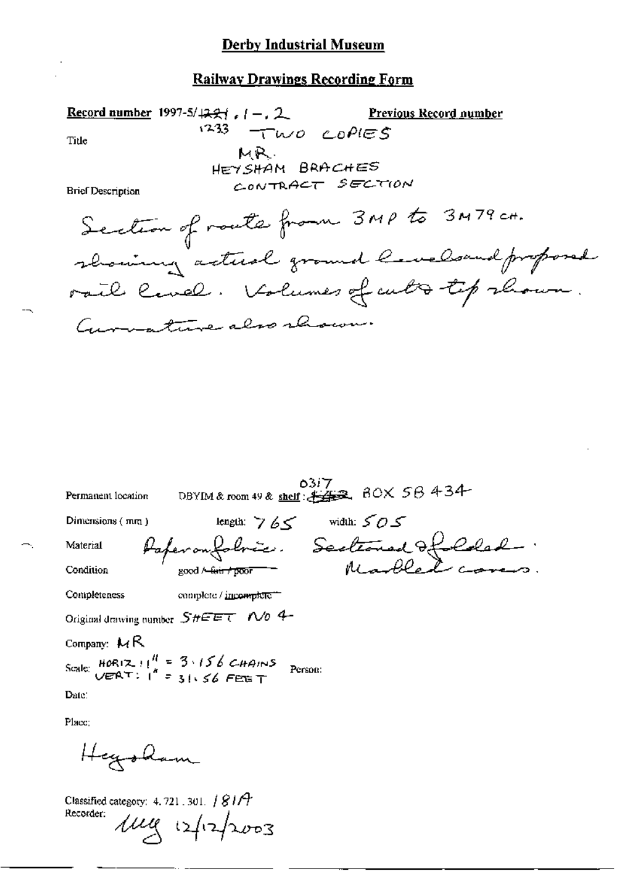# Derby Industrial Museum

## Railway Drawings Recording Form

**Record number** 1997-5/~~1221~~ . 1 – . 2
1233 TWO COPIES

**Previous Record number**

Title

M.R.
HEYSHAM BRACHES
CONTRACT SECTION

Brief Description

Section of route from 3MP to 3M79CH. showing actual ground level and proposed rail level. Volumes of cuts & tip shown. Curvature also shown.

Permanent location: DBYIM & room 49 & shelf: ~~142~~ 0317 BOX 5B 434

Dimensions (mm) length: 765 width: 505

Material: Paper on fabric. Sectioned & folded. Marbled covers.

Condition: good / ~~fair / poor~~

Completeness: complete / ~~incomplete~~

Original drawing number: SHEET NO 4

Company: MR

Scale: HORIZ: 1" = 3.156 CHAINS
VERT: 1" = 31.56 FEET

Person:

Date:

Place:

Heysham

Classified category: 4.721.301. / 81A
Recorder: MW 12/12/2003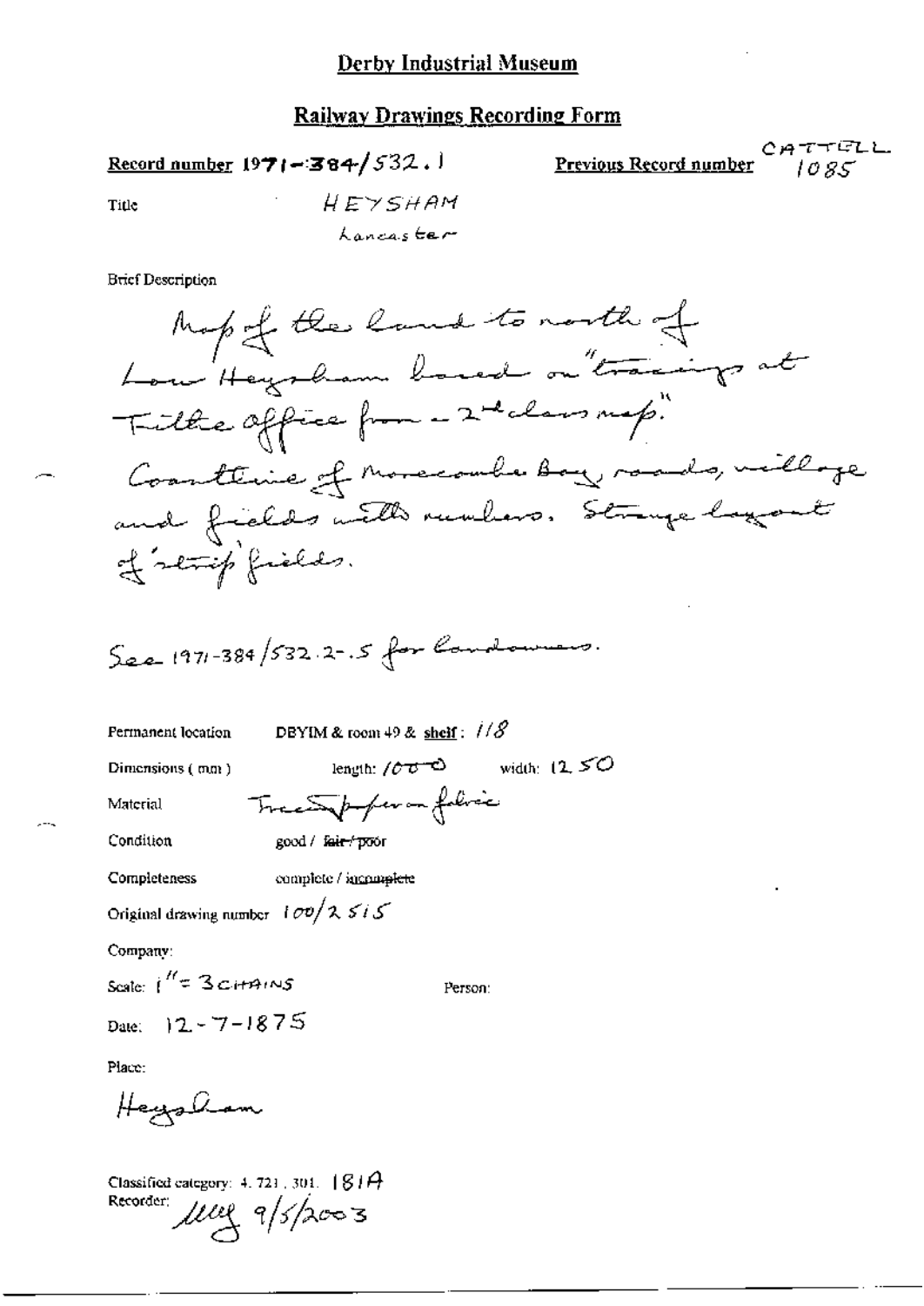# Derby Industrial Museum

## Railway Drawings Recording Form

**Record number** 1971-384/532.1

**Previous Record number** CATTELL 1085

Title HEYSHAM
Lancaster

Brief Description

Map of the land to north of Low Heysham based on "tracings at Tithe office from 2nd class map."
Coastline of Morecambe Bay, roads, village and fields with numbers. Strange layout of 'strip' fields.

See 1971-384/532.2-.5 for landowners.

Permanent location DBYIM & room 49 & shelf: 118

Dimensions (mm) length: 1000 width: 1250

Material Tracing paper on fabric

Condition good / ~~fair / poor~~

Completeness complete / ~~incomplete~~

Original drawing number 100/2515

Company:

Scale: 1" = 3 CHAINS

Person:

Date: 12-7-1875

Place:

Heysham

Classified category: 4.721.301. 181A

Recorder: MM 9/5/2003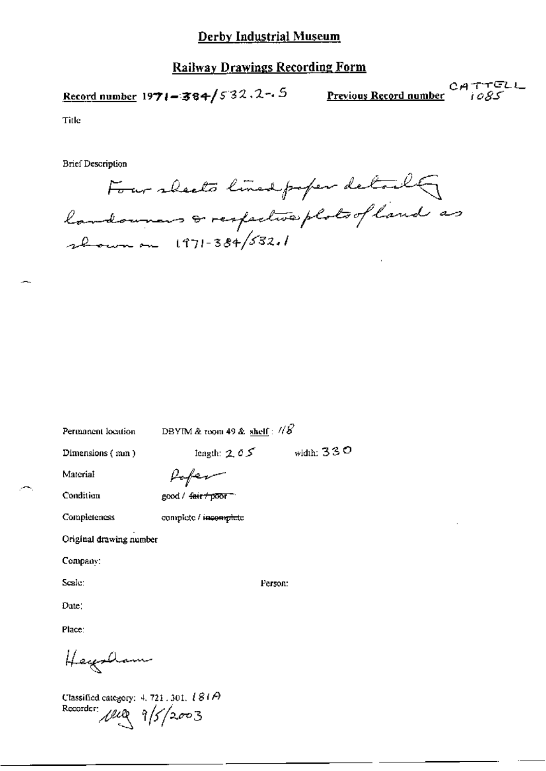# Derby Industrial Museum

## Railway Drawings Recording Form

**Record number** 1971-384/532.2-.5 **Previous Record number** CATTELL 1085

Title

Brief Description

Four sheets lined paper detailing landowners & respective plots of land as shown on 1971-384/532.1

Permanent location DBYIM & room 49 & shelf: 118

Dimensions (mm) length: 205 width: 330

Material Paper

Condition good / ~~fair / poor~~

Completeness complete / ~~incomplete~~

Original drawing number

Company:

Scale: Person:

Date:

Place:

Heysham

Classified category: 4. 721. 301. 181A

Recorder: [initials] 9/5/2003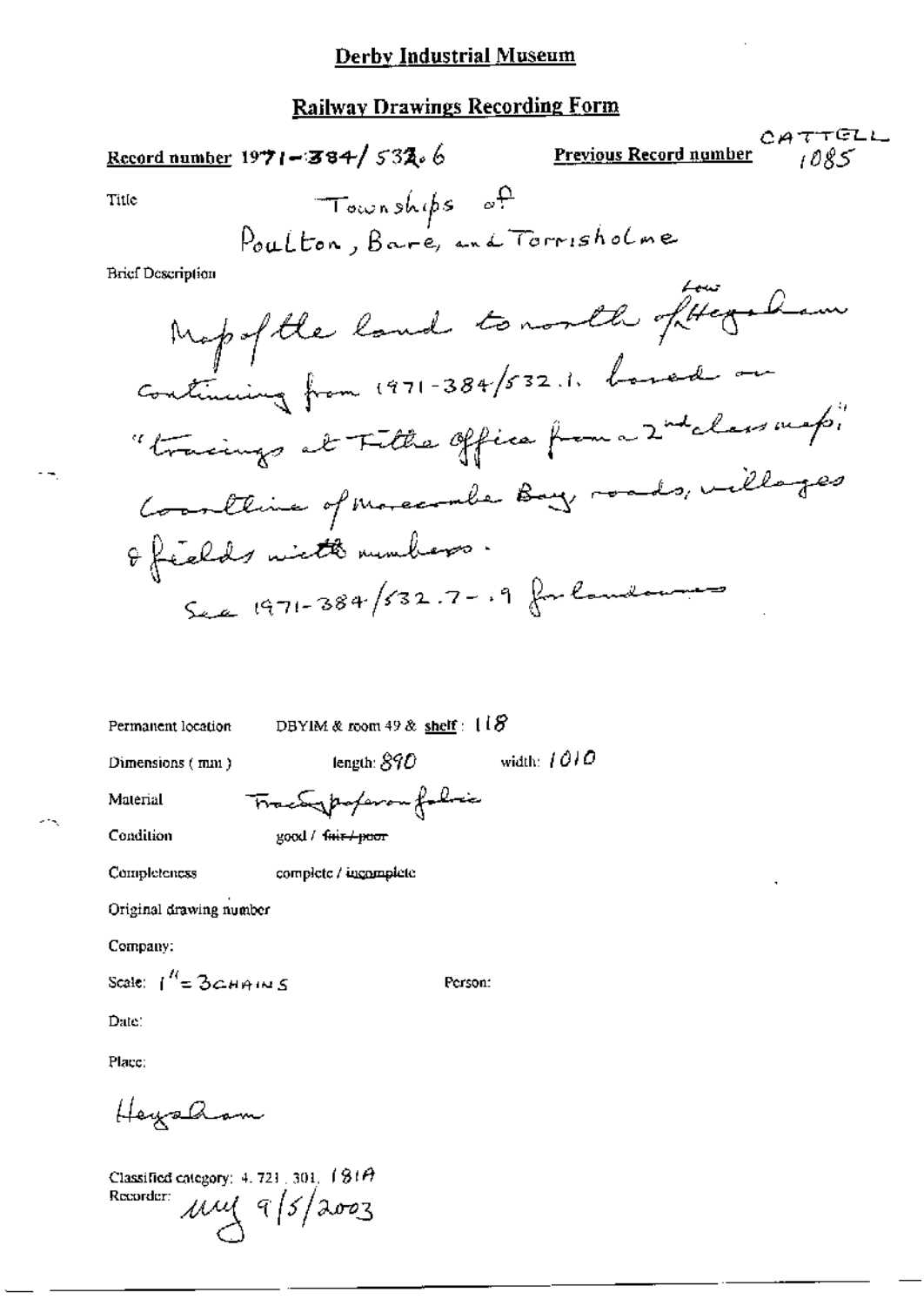# Derby Industrial Museum

## Railway Drawings Recording Form

**Record number** 1971-384/532.6

**Previous Record number** CATTELL 1085

Title Townships of Poulton, Bare, and Torrisholme

Brief Description

Map of the land to north of Low Heysham continuing from 1971-384/532.1, based on "tracings at Tithe Office from a 2nd class map." Coastline of Morecambe Bay roads, villages & fields with numbers.

See 1971-384/532.7-.9 for landowners

Permanent location DBYIM & room 49 & **shelf**: 118

Dimensions (mm) length: 890 width: 1010

Material Tracing paper on fabric

Condition good / ~~fair / poor~~

Completeness complete / ~~incomplete~~

Original drawing number

Company:

Scale: 1" = 3 CHAINS

Person:

Date:

Place:

Heysham

Classified category: 4.721.301. 181A

Recorder: mg 9/5/2003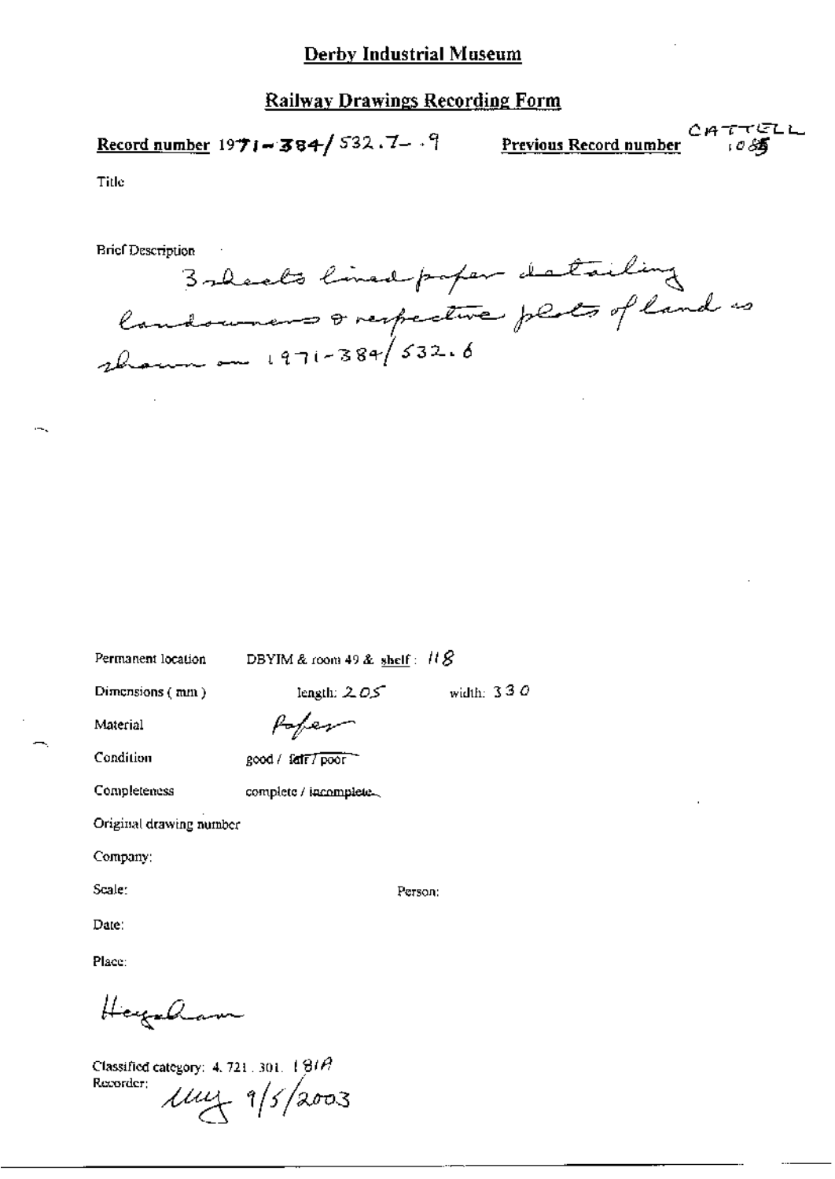# Derby Industrial Museum

## Railway Drawings Recording Form

**Record number** 1971-384/532.7-.9 **Previous Record number** CATTELL 1085

Title

Brief Description

3 sheets lined paper detailing landowners & respective plots of land as shown on 1971-384/532.6

Permanent location DBYIM & room 49 & shelf: 118

Dimensions (mm) length: 205 width: 330

Material Paper

Condition good / fair / poor

Completeness complete / incomplete

Original drawing number

Company:

Scale: Person:

Date:

Place:

Hexham

Classified category: 4.721.301.181A

Recorder: MMY 9/5/2003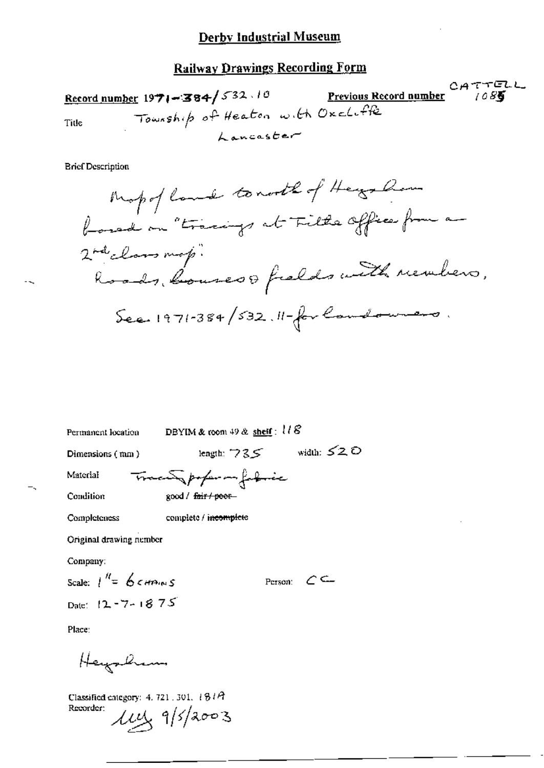## Derby Industrial Museum

### Railway Drawings Recording Form

**Record number** 1971-384/532.10 **Previous Record number** CATTELL 1085

Title: Township of Heaton with Oxcliffe Lancaster

Brief Description

Map of land to north of Heysham based on "tracings at Tithe Office from a 2nd class map". Roads, houses & fields with numbers.

See 1971-384/532.11 - for landowners.

Permanent location: DBYIM & room 49 & shelf: 118

Dimensions (mm): length: 735 width: 520

Material: Tracing paper on fabric

Condition: good / ~~fair / poor~~

Completeness: complete / ~~incomplete~~

Original drawing number

Company:

Scale: 1" = 6 chains

Person: CC

Date: 12-7-1875

Place:

Heysham

Classified category: 4.721.301.181A

Recorder: MJ 9/5/2003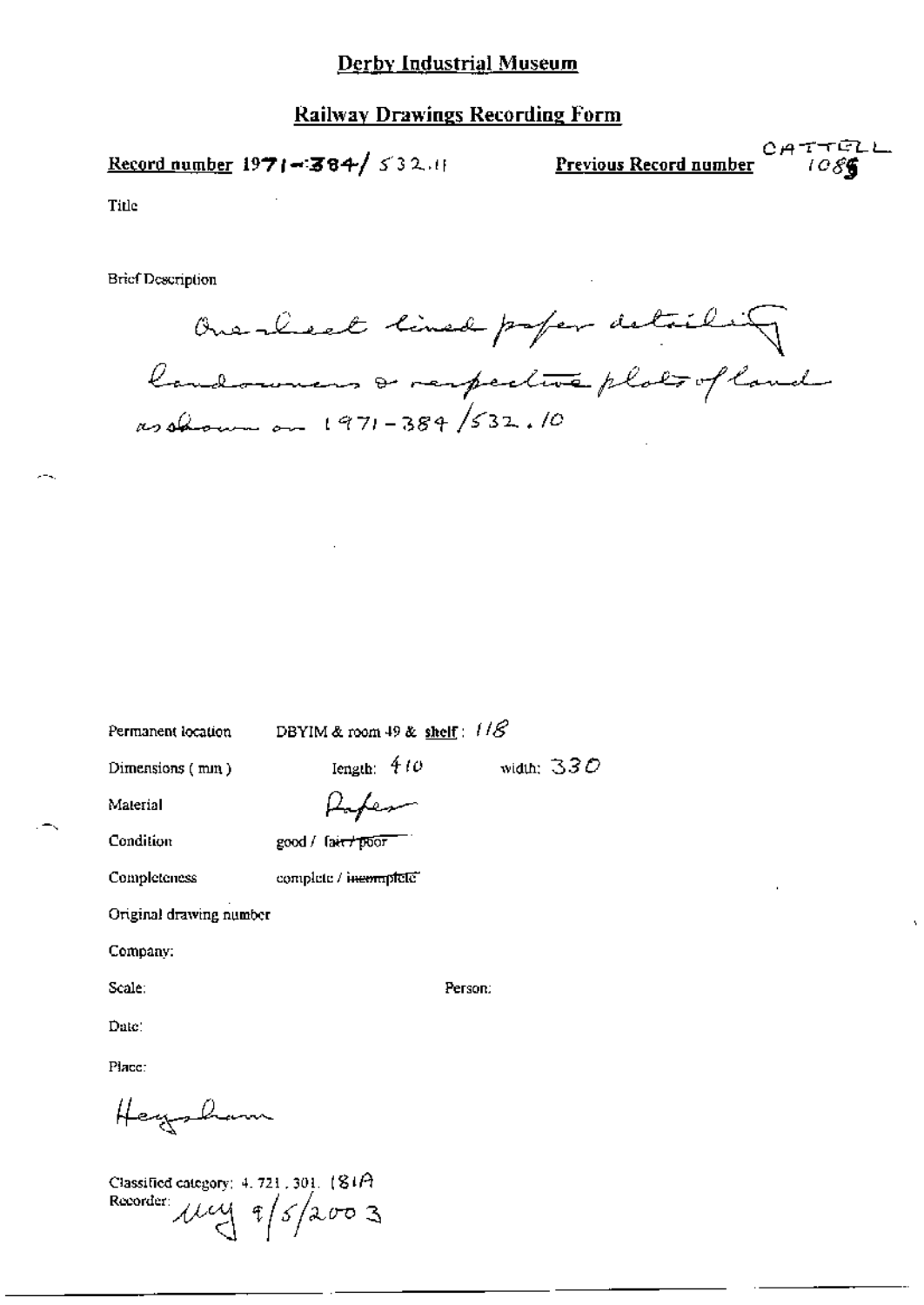# Derby Industrial Museum

## Railway Drawings Recording Form

**Record number** 1971-384/532.11 **Previous Record number** CATTELL 1085

Title

Brief Description

One sheet lined paper detailing landowners & respective plots of land as shown on 1971-384/532.10

Permanent location DBYIM & room 49 & **shelf**: 118

Dimensions (mm) length: 410 width: 330

Material Paper

Condition good / ~~fair / poor~~

Completeness complete / ~~incomplete~~

Original drawing number

Company:

Scale: Person:

Date:

Place:

Heysham

Classified category: 4.721.301.181A

Recorder: uuy 9/5/2003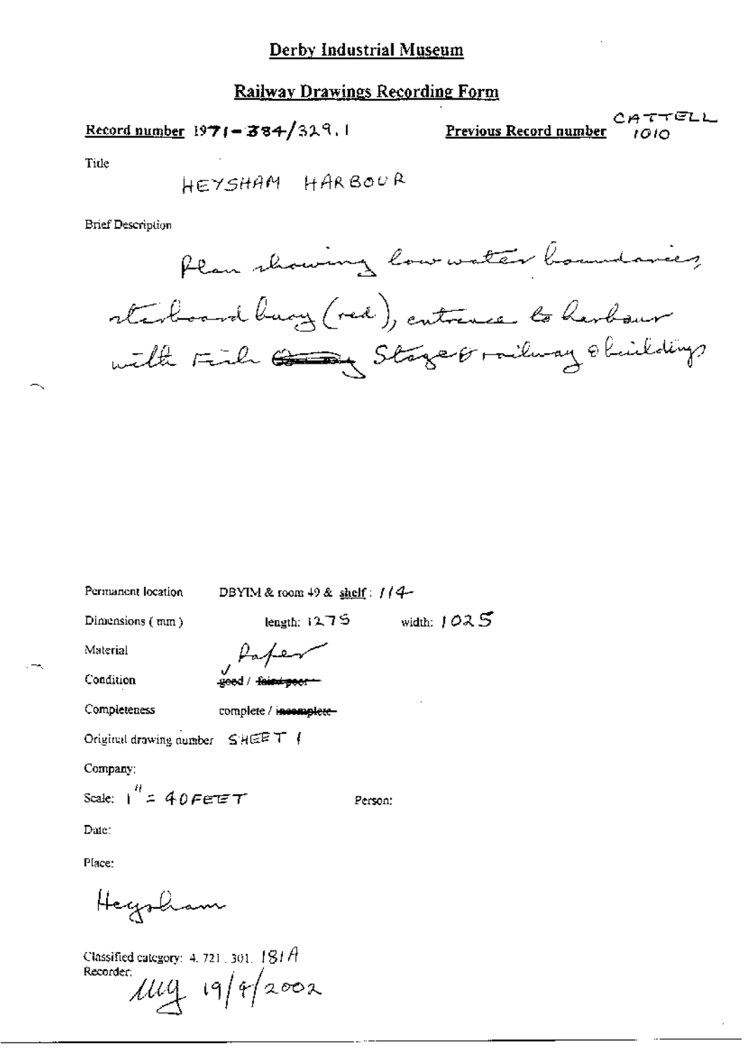# Derby Industrial Museum

## Railway Drawings Recording Form

**Record number** 1971-384/329.1

**Previous Record number** CATTELL 1010

Title

HEYSHAM HARBOUR

Brief Description

Plan showing low water boundaries, starboard buoy (red), entrance to harbour with Fish ~~Quay~~ Stage & railway & buildings

Permanent location DBYIM & room 49 & shelf: 114

Dimensions (mm) length: 1275 width: 1025

Material Paper

Condition ✓ good / ~~fair / poor~~

Completeness complete / ~~incomplete~~

Original drawing number SHEET 1

Company:

Scale: 1" = 40 FEET

Person:

Date:

Place:

Heysham

Classified category: 4. 721. 301. 181A

Recorder: ulg 19/4/2002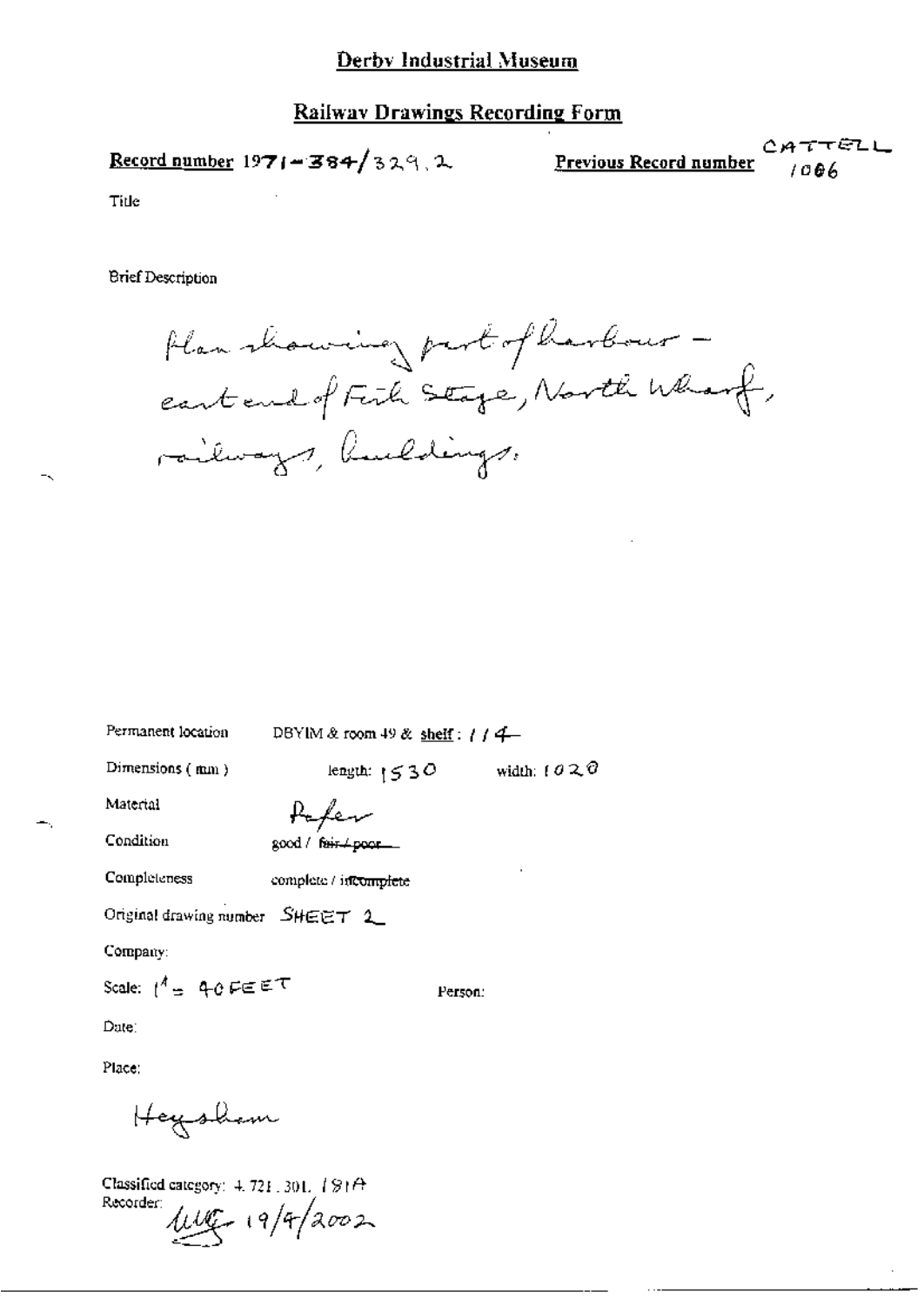# Derby Industrial Museum

## Railway Drawings Recording Form

**Record number** 1971-384/329.2

**Previous Record number** CATTELL 1006

Title

Brief Description

Plan showing part of harbour - east end of Fish Stage, North Wharf, railways, buildings.

Permanent location: DBYIM & room 49 & shelf: 1/4

Dimensions (mm): length: 1530 width: 1020

Material: Paper

Condition: good / ~~fair / poor~~

Completeness: complete / incomplete

Original drawing number: SHEET 2

Company:

Scale: 1" = 40 FEET

Person:

Date:

Place:

Heysham

Classified category: 4.721.301. 181A

Recorder: [signature] 19/4/2002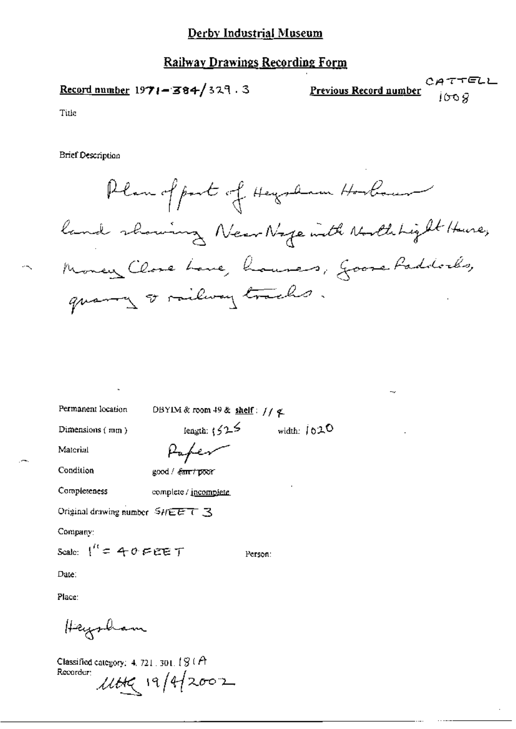# Derby Industrial Museum

## Railway Drawings Recording Form

**Record number** 1971-384/329.3

**Previous Record number** CATTELL 1008

Title

Brief Description

Plan of part of Heysham Harbour land showing Near Naze with North Light House, Money Close Lane, houses, Goose Paddocks, quarry & railway tracks.

Permanent location: DBYIM & room 49 & **shelf**: 11 F

Dimensions (mm): length: 1525 width: 1020

Material: Paper

Condition: good / ~~fair / poor~~

Completeness: complete / incomplete

Original drawing number: SHEET 3

Company:

Scale: 1" = 40 FEET

Person:

Date:

Place:

Heysham

Classified category: 4.721.301.181A

Recorder: MHG 19/4/2002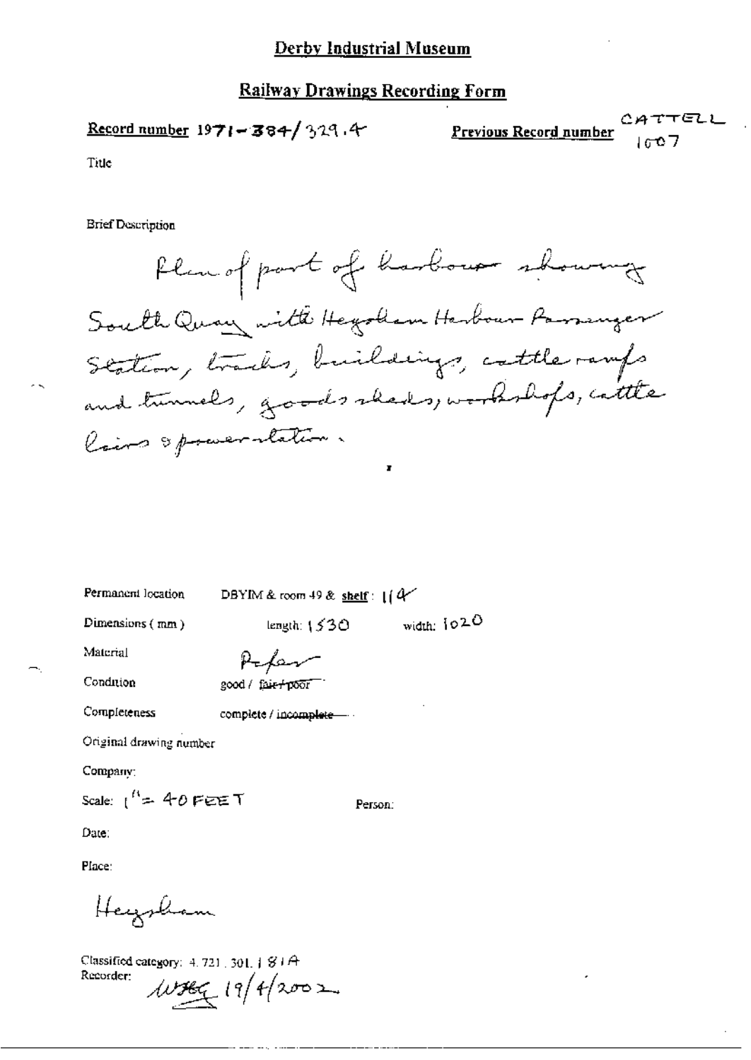# Derby Industrial Museum

## Railway Drawings Recording Form

**Record number** 1971-384/329.4

**Previous Record number** CATTELL 1007

Title

Brief Description

Plan of part of harbour showing South Quay with Heysham Harbour Passenger Station, tracks, buildings, cattle ramps and tunnels, goods sheds, workshops, cattle lairs & power station.

Permanent location DBYIM & room 49 & **shelf**: 114

Dimensions (mm) length: 1530 width: 1020

Material Paper

Condition good / ~~fair / poor~~

Completeness complete / ~~incomplete~~

Original drawing number

Company:

Scale: 1" = 40 FEET

Person:

Date:

Place:

Heysham

Classified category: 4.721.301.181A

Recorder: WHG 19/4/2002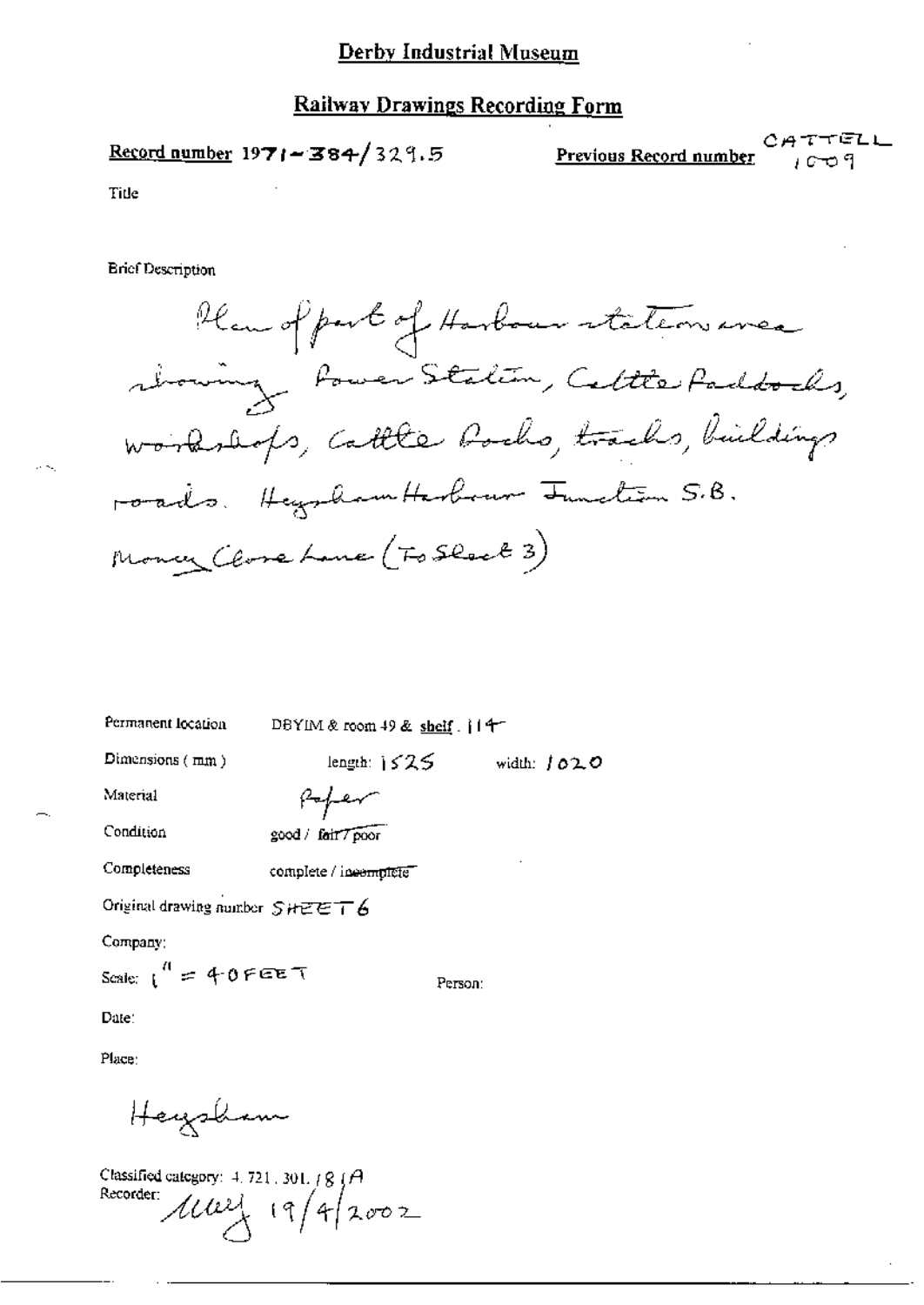# Derby Industrial Museum

## Railway Drawings Recording Form

**Record number** 1971-384/329.5

**Previous Record number** CATTELL 1009

Title

Brief Description

Plan of part of Harbour station area showing Power Station, Cattle Paddocks, workshops, cattle docks, tracks, buildings roads. Heysham Harbour Junction S.B. Money Close Lane (To Sheet 3)

Permanent location DBYIM & room 49 & shelf. 114

Dimensions (mm) length: 1525 width: 1020

Material Paper

Condition good / ~~fair / poor~~

Completeness complete / ~~incomplete~~

Original drawing number SHEET 6

Company:

Scale: 1" = 40 FEET

Person:

Date:

Place:

Heysham

Classified category: 4.721.301./8/A

Recorder: MW 19/4/2002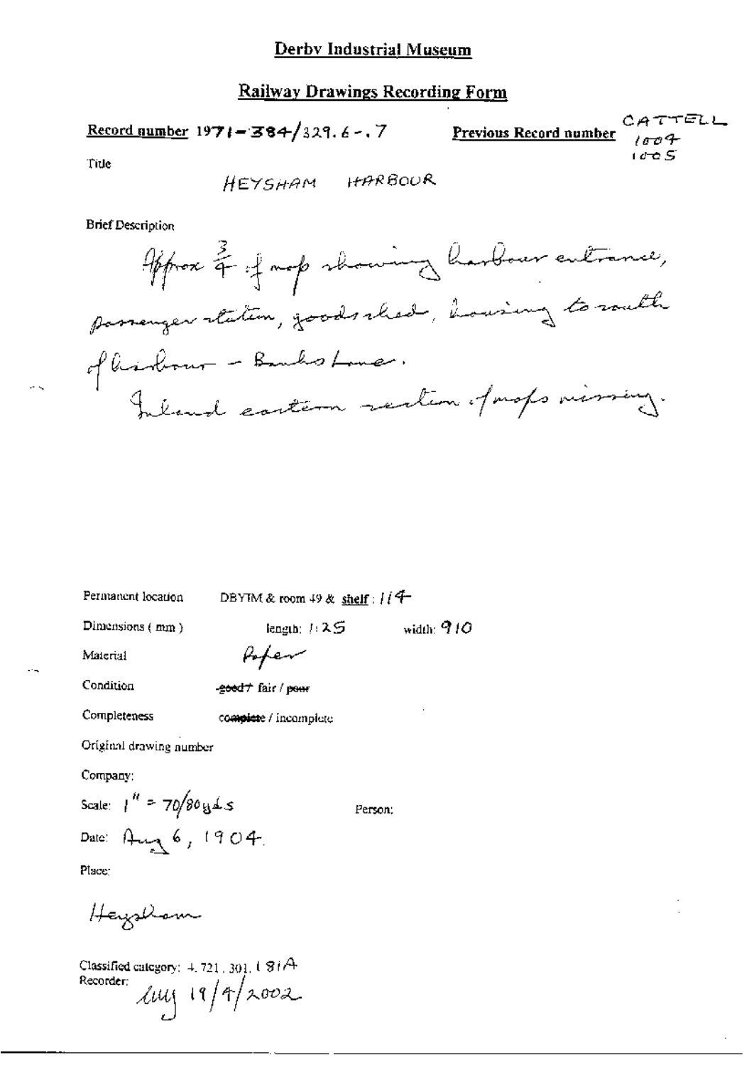# Derby Industrial Museum

## Railway Drawings Recording Form

**Record number** 1971-384/329.6-.7 **Previous Record number** CATTELL 1004 1005

Title

HEYSHAM HARBOUR

Brief Description

Approx 3/4 of map showing harbour entrance, passenger station, goods shed, housing to south of harbour - Banks Lane.

Inland eastern section of maps missing.

Permanent location DBYIM & room 49 & shelf: 114

Dimensions (mm) length: 1125 width: 910

Material Paper

Condition ~~good~~ + fair / ~~poor~~

Completeness ~~complete~~ / incomplete

Original drawing number

Company:

Scale: 1" = 70/80 yds Person:

Date: Aug 6, 1904.

Place:

Heysham

Classified category: 4.721.301.181A

Recorder: WWJ 19/4/2002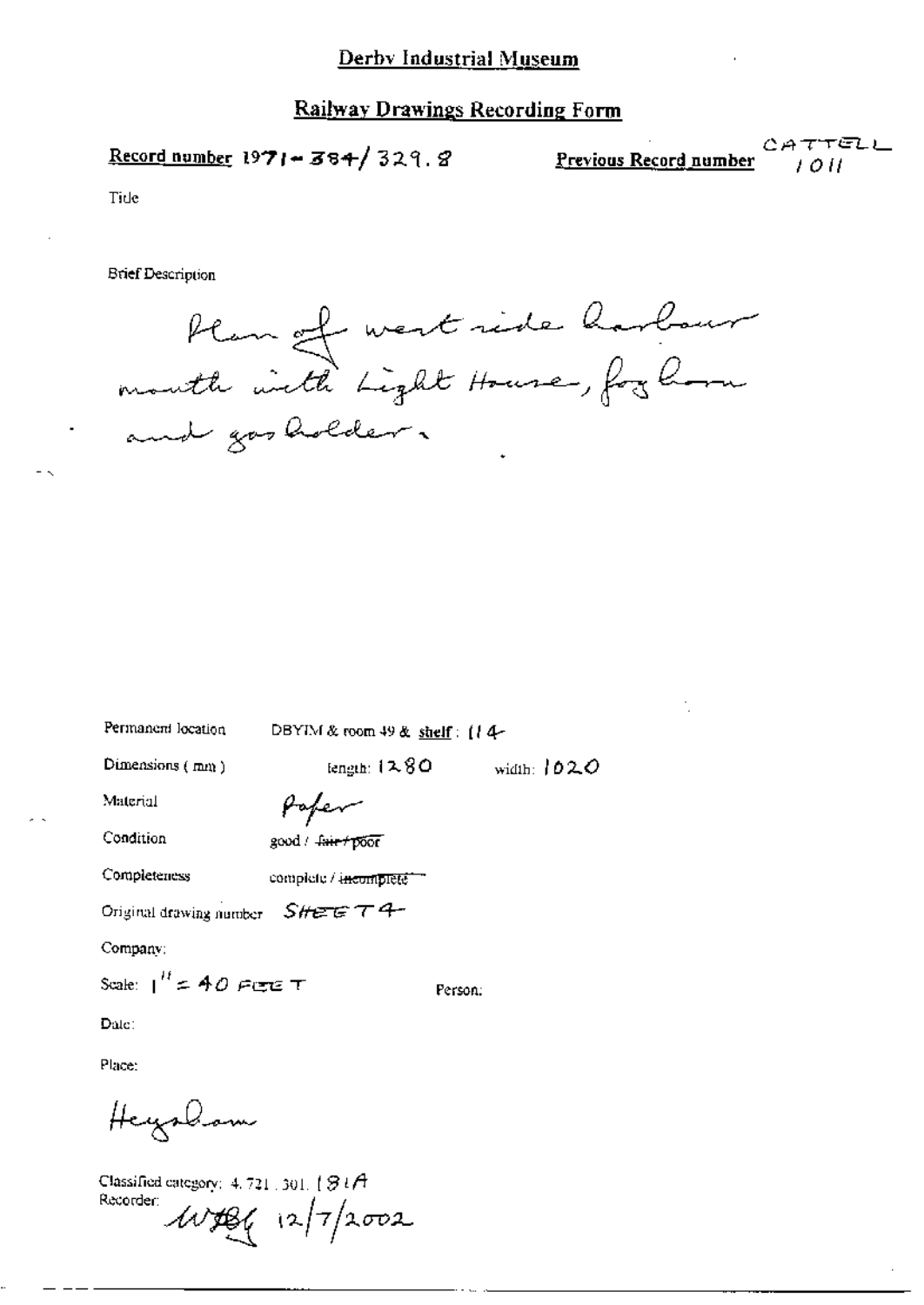# Derby Industrial Museum

## Railway Drawings Recording Form

**Record number** 1971-384/329.8

**Previous Record number** CATTELL 1011

Title

Brief Description

Plan of west side harbour mouth with Light House, fog horn and gas holder.

Permanent location DBYIM & room 49 & shelf: 114

Dimensions (mm) length: 1280 width: 1020

Material Paper

Condition good / ~~fair / poor~~

Completeness complete / ~~incomplete~~

Original drawing number SHEET 4

Company:

Scale: 1" = 40 FEET

Person:

Date:

Place:

Heysham

Classified category: 4.721.301.181A

Recorder: WHB 12/7/2002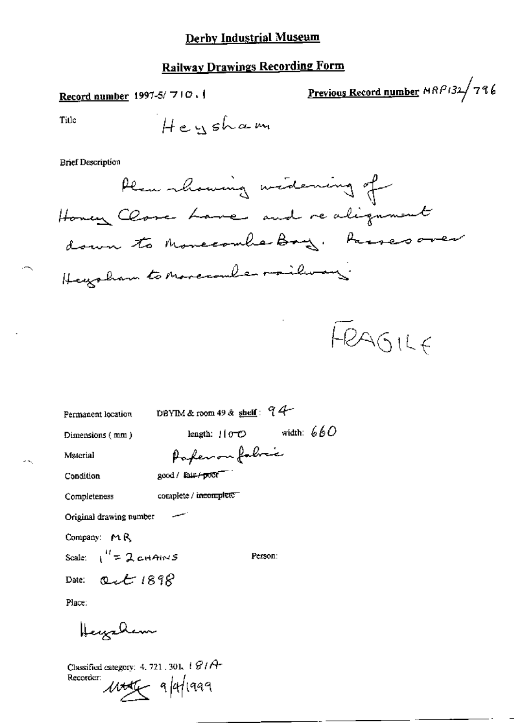# Derby Industrial Museum

## Railway Drawings Recording Form

**Record number** 1997-5/ 710.1

**Previous Record number** MRP132/796

Title: Heysham

Brief Description

Plan showing widening of Honey Close Lane and re alignment down to Morecombe Bay. Passes over Heysham to Morecombe railway.

FRAGILE

Permanent location: DBYIM & room 49 & shelf: 94

Dimensions (mm): length: 1100 width: 660

Material: Paper on fabric

Condition: good / ~~fair / poor~~

Completeness: complete / ~~incomplete~~

Original drawing number: —

Company: MR

Scale: 1" = 2 CHAINS

Person:

Date: Oct 1898

Place:

Heysham

Classified category: 4. 721. 301. 181A

Recorder: [signature] 9/4/1999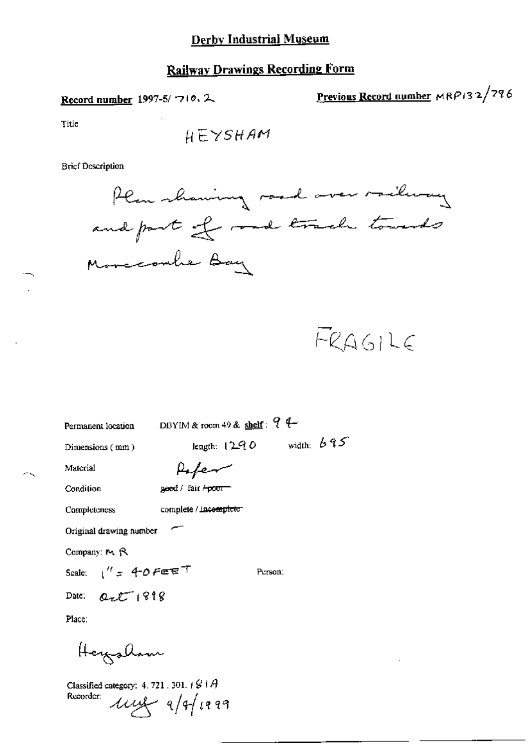# Derby Industrial Museum

## Railway Drawings Recording Form

**Record number** 1997-5/ 710. 2

**Previous Record number** MRP132/796

Title

HEYSHAM

Brief Description

Plan showing road over railway and part of road track towards Morecombe Bay

FRAGILE

Permanent location DBYIM & room 49 & **shelf**: 94

Dimensions (mm) length: 1290 width: 695

Material Paper

Condition ~~good~~ / fair / ~~poor~~

Completeness complete / ~~incomplete~~

Original drawing number —

Company: M R

Scale: 1" = 40 FEET

Person:

Date: Oct 1898

Place:

Heysham

Classified category: 4. 721. 301. 181A

Recorder: 9/4/1999